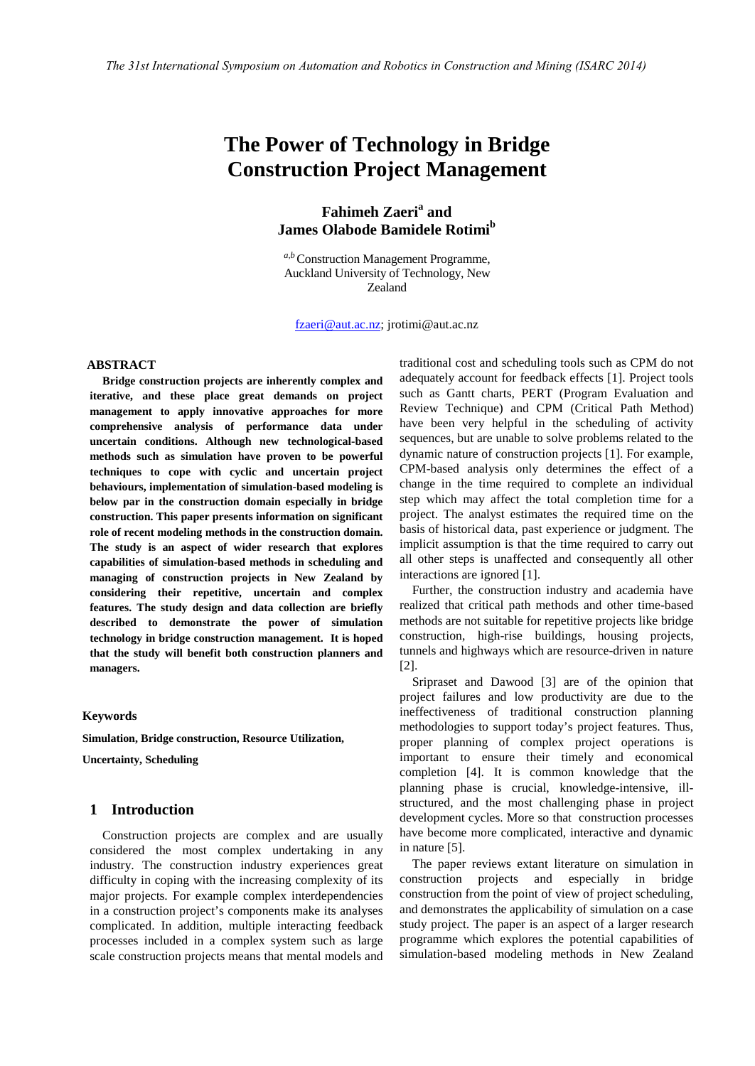# The Power of Technology in Bridge Construction Project Management

**Fahimeh Zaeri[a] and James Olabode Bamidele Rotimi[b]**

[a,b] Construction Management Programme, Auckland University of Technology, New Zealand

fzaeri@aut.ac.nz; jrotimi@aut.ac.nz

### ABSTRACT

**Bridge construction projects are inherently complex and iterative, and these place great demands on project management to apply innovative approaches for more comprehensive analysis of performance data under uncertain conditions. Although new technological-based methods such as simulation have proven to be powerful techniques to cope with cyclic and uncertain project behaviours, implementation of simulation-based modeling is below par in the construction domain especially in bridge construction. This paper presents information on significant role of recent modeling methods in the construction domain. The study is an aspect of wider research that explores capabilities of simulation-based methods in scheduling and managing of construction projects in New Zealand by considering their repetitive, uncertain and complex features. The study design and data collection are briefly described to demonstrate the power of simulation technology in bridge construction management. It is hoped that the study will benefit both construction planners and managers.**

### Keywords

**Simulation, Bridge construction, Resource Utilization, Uncertainty, Scheduling**

## 1 Introduction

Construction projects are complex and are usually considered the most complex undertaking in any industry. The construction industry experiences great difficulty in coping with the increasing complexity of its major projects. For example complex interdependencies in a construction project's components make its analyses complicated. In addition, multiple interacting feedback processes included in a complex system such as large scale construction projects means that mental models and traditional cost and scheduling tools such as CPM do not adequately account for feedback effects [1]. Project tools such as Gantt charts, PERT (Program Evaluation and Review Technique) and CPM (Critical Path Method) have been very helpful in the scheduling of activity sequences, but are unable to solve problems related to the dynamic nature of construction projects [1]. For example, CPM-based analysis only determines the effect of a change in the time required to complete an individual step which may affect the total completion time for a project. The analyst estimates the required time on the basis of historical data, past experience or judgment. The implicit assumption is that the time required to carry out all other steps is unaffected and consequently all other interactions are ignored [1].

Further, the construction industry and academia have realized that critical path methods and other time-based methods are not suitable for repetitive projects like bridge construction, high-rise buildings, housing projects, tunnels and highways which are resource-driven in nature [2].

Sripraset and Dawood [3] are of the opinion that project failures and low productivity are due to the ineffectiveness of traditional construction planning methodologies to support today's project features. Thus, proper planning of complex project operations is important to ensure their timely and economical completion [4]. It is common knowledge that the planning phase is crucial, knowledge-intensive, ill-structured, and the most challenging phase in project development cycles. More so that construction processes have become more complicated, interactive and dynamic in nature [5].

The paper reviews extant literature on simulation in construction projects and especially in bridge construction from the point of view of project scheduling, and demonstrates the applicability of simulation on a case study project. The paper is an aspect of a larger research programme which explores the potential capabilities of simulation-based modeling methods in New Zealand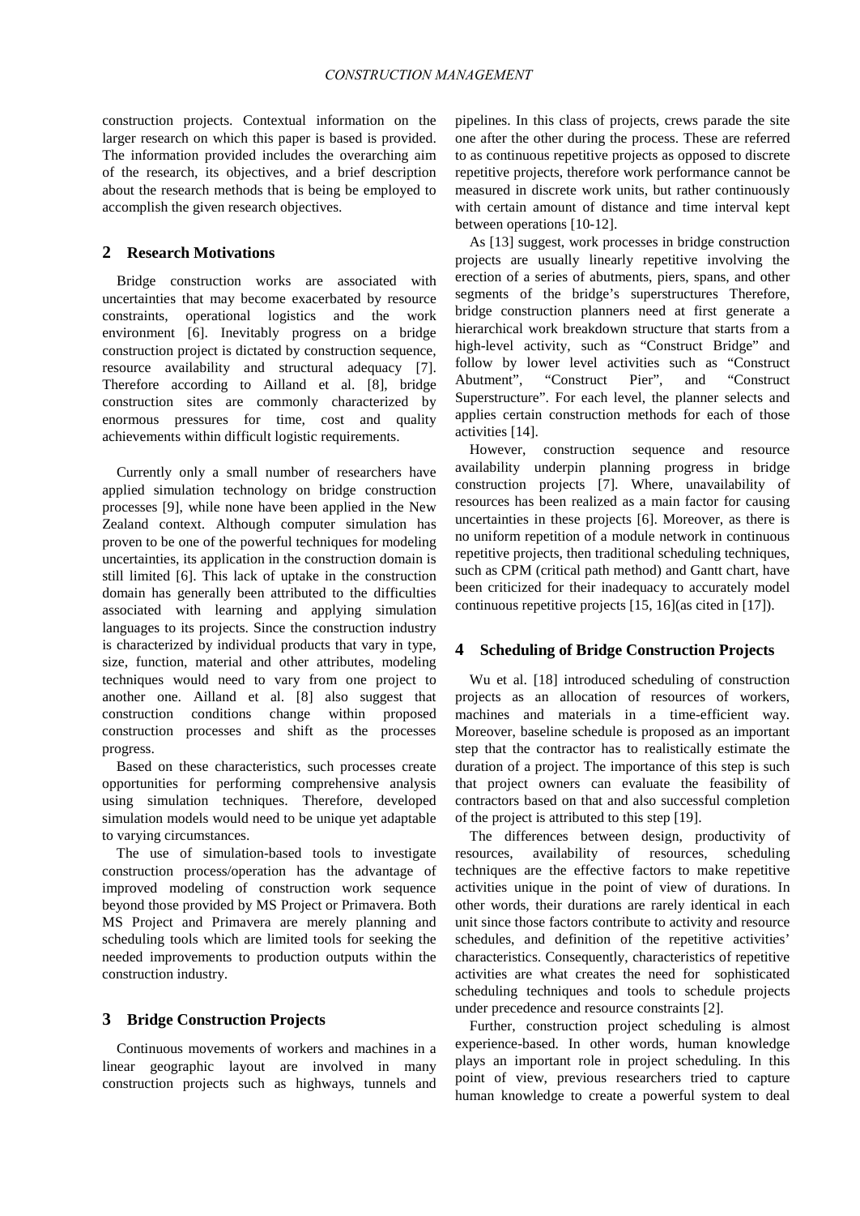construction projects. Contextual information on the larger research on which this paper is based is provided. The information provided includes the overarching aim of the research, its objectives, and a brief description about the research methods that is being be employed to accomplish the given research objectives.

## 2 Research Motivations

Bridge construction works are associated with uncertainties that may become exacerbated by resource constraints, operational logistics and the work environment [6]. Inevitably progress on a bridge construction project is dictated by construction sequence, resource availability and structural adequacy [7]. Therefore according to Ailland et al. [8], bridge construction sites are commonly characterized by enormous pressures for time, cost and quality achievements within difficult logistic requirements.

Currently only a small number of researchers have applied simulation technology on bridge construction processes [9], while none have been applied in the New Zealand context. Although computer simulation has proven to be one of the powerful techniques for modeling uncertainties, its application in the construction domain is still limited [6]. This lack of uptake in the construction domain has generally been attributed to the difficulties associated with learning and applying simulation languages to its projects. Since the construction industry is characterized by individual products that vary in type, size, function, material and other attributes, modeling techniques would need to vary from one project to another one. Ailland et al. [8] also suggest that construction conditions change within proposed construction processes and shift as the processes progress.

Based on these characteristics, such processes create opportunities for performing comprehensive analysis using simulation techniques. Therefore, developed simulation models would need to be unique yet adaptable to varying circumstances.

The use of simulation-based tools to investigate construction process/operation has the advantage of improved modeling of construction work sequence beyond those provided by MS Project or Primavera. Both MS Project and Primavera are merely planning and scheduling tools which are limited tools for seeking the needed improvements to production outputs within the construction industry.

## 3 Bridge Construction Projects

Continuous movements of workers and machines in a linear geographic layout are involved in many construction projects such as highways, tunnels and pipelines. In this class of projects, crews parade the site one after the other during the process. These are referred to as continuous repetitive projects as opposed to discrete repetitive projects, therefore work performance cannot be measured in discrete work units, but rather continuously with certain amount of distance and time interval kept between operations [10-12].

As [13] suggest, work processes in bridge construction projects are usually linearly repetitive involving the erection of a series of abutments, piers, spans, and other segments of the bridge's superstructures Therefore, bridge construction planners need at first generate a hierarchical work breakdown structure that starts from a high-level activity, such as "Construct Bridge" and follow by lower level activities such as "Construct Abutment", "Construct Pier", and "Construct Superstructure". For each level, the planner selects and applies certain construction methods for each of those activities [14].

However, construction sequence and resource availability underpin planning progress in bridge construction projects [7]. Where, unavailability of resources has been realized as a main factor for causing uncertainties in these projects [6]. Moreover, as there is no uniform repetition of a module network in continuous repetitive projects, then traditional scheduling techniques, such as CPM (critical path method) and Gantt chart, have been criticized for their inadequacy to accurately model continuous repetitive projects [15, 16](as cited in [17]).

## 4 Scheduling of Bridge Construction Projects

Wu et al. [18] introduced scheduling of construction projects as an allocation of resources of workers, machines and materials in a time-efficient way. Moreover, baseline schedule is proposed as an important step that the contractor has to realistically estimate the duration of a project. The importance of this step is such that project owners can evaluate the feasibility of contractors based on that and also successful completion of the project is attributed to this step [19].

The differences between design, productivity of resources, availability of resources, scheduling techniques are the effective factors to make repetitive activities unique in the point of view of durations. In other words, their durations are rarely identical in each unit since those factors contribute to activity and resource schedules, and definition of the repetitive activities' characteristics. Consequently, characteristics of repetitive activities are what creates the need for sophisticated scheduling techniques and tools to schedule projects under precedence and resource constraints [2].

Further, construction project scheduling is almost experience-based. In other words, human knowledge plays an important role in project scheduling. In this point of view, previous researchers tried to capture human knowledge to create a powerful system to deal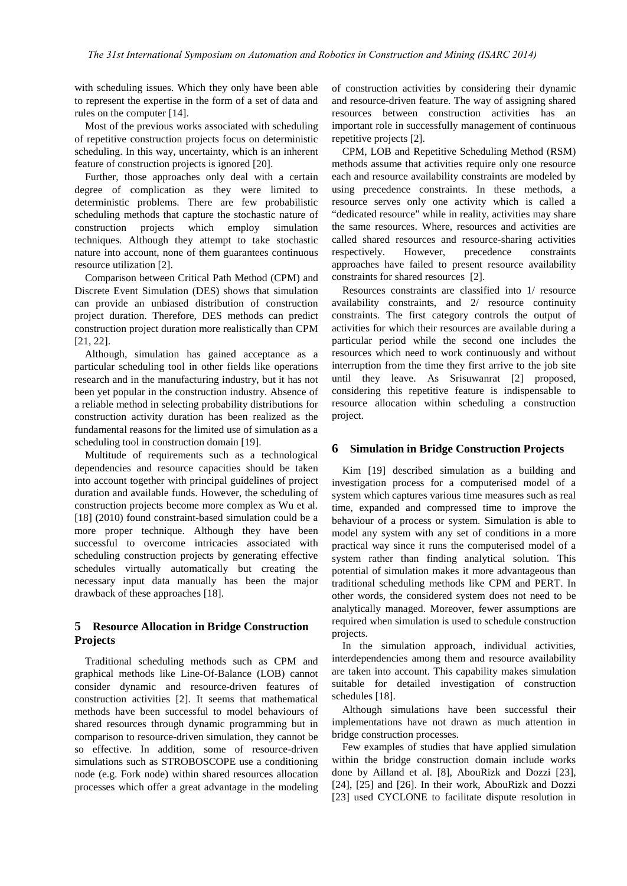with scheduling issues. Which they only have been able to represent the expertise in the form of a set of data and rules on the computer [14].

Most of the previous works associated with scheduling of repetitive construction projects focus on deterministic scheduling. In this way, uncertainty, which is an inherent feature of construction projects is ignored [20].

Further, those approaches only deal with a certain degree of complication as they were limited to deterministic problems. There are few probabilistic scheduling methods that capture the stochastic nature of construction projects which employ simulation techniques. Although they attempt to take stochastic nature into account, none of them guarantees continuous resource utilization [2].

Comparison between Critical Path Method (CPM) and Discrete Event Simulation (DES) shows that simulation can provide an unbiased distribution of construction project duration. Therefore, DES methods can predict construction project duration more realistically than CPM [21, 22].

Although, simulation has gained acceptance as a particular scheduling tool in other fields like operations research and in the manufacturing industry, but it has not been yet popular in the construction industry. Absence of a reliable method in selecting probability distributions for construction activity duration has been realized as the fundamental reasons for the limited use of simulation as a scheduling tool in construction domain [19].

Multitude of requirements such as a technological dependencies and resource capacities should be taken into account together with principal guidelines of project duration and available funds. However, the scheduling of construction projects become more complex as Wu et al. [18] (2010) found constraint-based simulation could be a more proper technique. Although they have been successful to overcome intricacies associated with scheduling construction projects by generating effective schedules virtually automatically but creating the necessary input data manually has been the major drawback of these approaches [18].

## 5 Resource Allocation in Bridge Construction Projects

Traditional scheduling methods such as CPM and graphical methods like Line-Of-Balance (LOB) cannot consider dynamic and resource-driven features of construction activities [2]. It seems that mathematical methods have been successful to model behaviours of shared resources through dynamic programming but in comparison to resource-driven simulation, they cannot be so effective. In addition, some of resource-driven simulations such as STROBOSCOPE use a conditioning node (e.g. Fork node) within shared resources allocation processes which offer a great advantage in the modeling of construction activities by considering their dynamic and resource-driven feature. The way of assigning shared resources between construction activities has an important role in successfully management of continuous repetitive projects [2].

CPM, LOB and Repetitive Scheduling Method (RSM) methods assume that activities require only one resource each and resource availability constraints are modeled by using precedence constraints. In these methods, a resource serves only one activity which is called a "dedicated resource" while in reality, activities may share the same resources. Where, resources and activities are called shared resources and resource-sharing activities respectively. However, precedence constraints approaches have failed to present resource availability constraints for shared resources [2].

Resources constraints are classified into 1/ resource availability constraints, and 2/ resource continuity constraints. The first category controls the output of activities for which their resources are available during a particular period while the second one includes the resources which need to work continuously and without interruption from the time they first arrive to the job site until they leave. As Srisuwanrat [2] proposed, considering this repetitive feature is indispensable to resource allocation within scheduling a construction project.

## 6 Simulation in Bridge Construction Projects

Kim [19] described simulation as a building and investigation process for a computerised model of a system which captures various time measures such as real time, expanded and compressed time to improve the behaviour of a process or system. Simulation is able to model any system with any set of conditions in a more practical way since it runs the computerised model of a system rather than finding analytical solution. This potential of simulation makes it more advantageous than traditional scheduling methods like CPM and PERT. In other words, the considered system does not need to be analytically managed. Moreover, fewer assumptions are required when simulation is used to schedule construction projects.

In the simulation approach, individual activities, interdependencies among them and resource availability are taken into account. This capability makes simulation suitable for detailed investigation of construction schedules [18].

Although simulations have been successful their implementations have not drawn as much attention in bridge construction processes.

Few examples of studies that have applied simulation within the bridge construction domain include works done by Ailland et al. [8], AbouRizk and Dozzi [23], [24], [25] and [26]. In their work, AbouRizk and Dozzi [23] used CYCLONE to facilitate dispute resolution in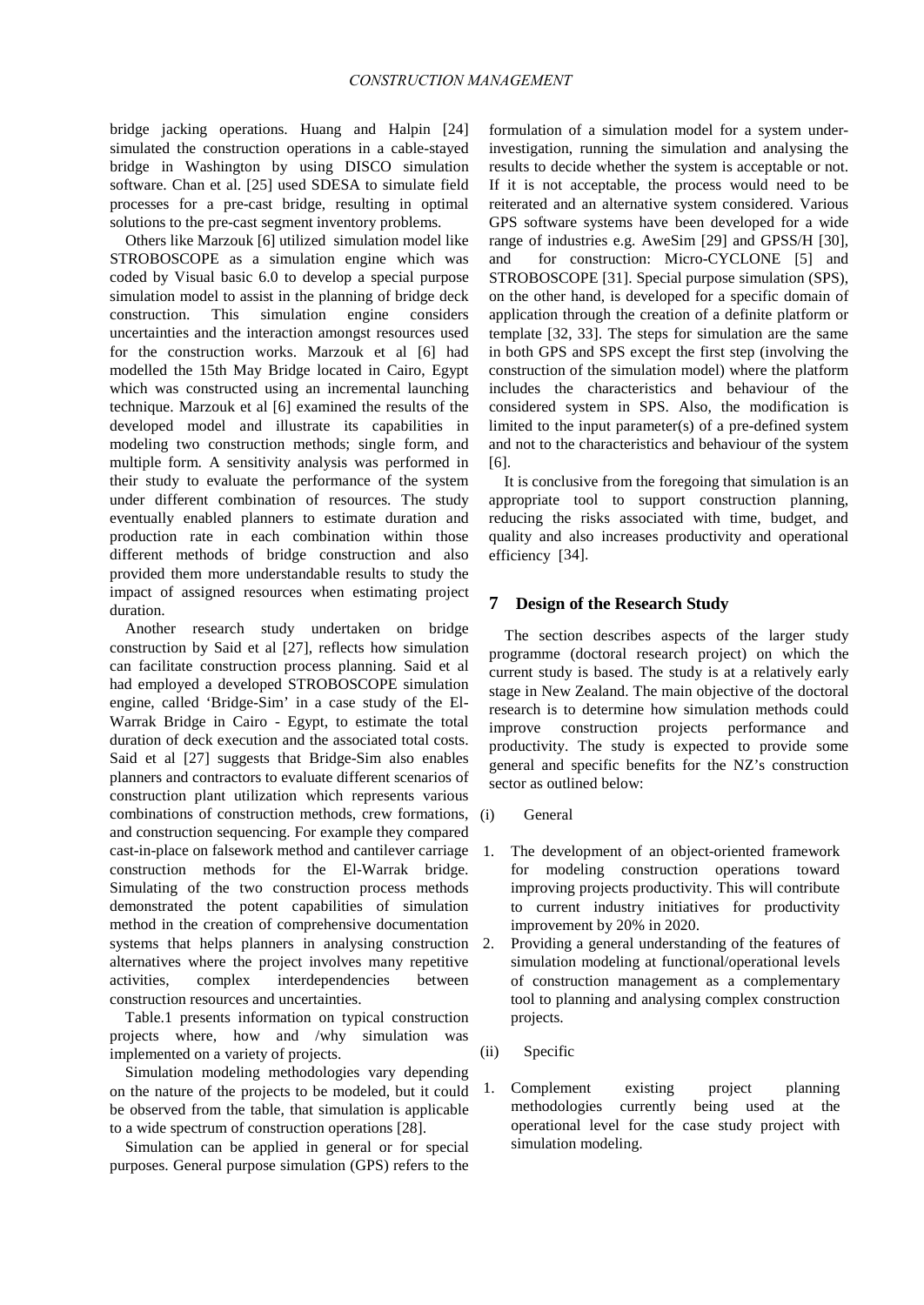bridge jacking operations. Huang and Halpin [24] simulated the construction operations in a cable-stayed bridge in Washington by using DISCO simulation software. Chan et al. [25] used SDESA to simulate field processes for a pre-cast bridge, resulting in optimal solutions to the pre-cast segment inventory problems.

Others like Marzouk [6] utilized simulation model like STROBOSCOPE as a simulation engine which was coded by Visual basic 6.0 to develop a special purpose simulation model to assist in the planning of bridge deck construction. This simulation engine considers uncertainties and the interaction amongst resources used for the construction works. Marzouk et al [6] had modelled the 15th May Bridge located in Cairo, Egypt which was constructed using an incremental launching technique. Marzouk et al [6] examined the results of the developed model and illustrate its capabilities in modeling two construction methods; single form, and multiple form. A sensitivity analysis was performed in their study to evaluate the performance of the system under different combination of resources. The study eventually enabled planners to estimate duration and production rate in each combination within those different methods of bridge construction and also provided them more understandable results to study the impact of assigned resources when estimating project duration.

Another research study undertaken on bridge construction by Said et al [27], reflects how simulation can facilitate construction process planning. Said et al had employed a developed STROBOSCOPE simulation engine, called 'Bridge-Sim' in a case study of the El-Warrak Bridge in Cairo - Egypt, to estimate the total duration of deck execution and the associated total costs. Said et al [27] suggests that Bridge-Sim also enables planners and contractors to evaluate different scenarios of construction plant utilization which represents various combinations of construction methods, crew formations, and construction sequencing. For example they compared cast-in-place on falsework method and cantilever carriage construction methods for the El-Warrak bridge. Simulating of the two construction process methods demonstrated the potent capabilities of simulation method in the creation of comprehensive documentation systems that helps planners in analysing construction alternatives where the project involves many repetitive activities, complex interdependencies between construction resources and uncertainties.

Table.1 presents information on typical construction projects where, how and /why simulation was implemented on a variety of projects.

Simulation modeling methodologies vary depending on the nature of the projects to be modeled, but it could be observed from the table, that simulation is applicable to a wide spectrum of construction operations [28].

Simulation can be applied in general or for special purposes. General purpose simulation (GPS) refers to the formulation of a simulation model for a system under-investigation, running the simulation and analysing the results to decide whether the system is acceptable or not. If it is not acceptable, the process would need to be reiterated and an alternative system considered. Various GPS software systems have been developed for a wide range of industries e.g. AweSim [29] and GPSS/H [30], and for construction: Micro-CYCLONE [5] and STROBOSCOPE [31]. Special purpose simulation (SPS), on the other hand, is developed for a specific domain of application through the creation of a definite platform or template [32, 33]. The steps for simulation are the same in both GPS and SPS except the first step (involving the construction of the simulation model) where the platform includes the characteristics and behaviour of the considered system in SPS. Also, the modification is limited to the input parameter(s) of a pre-defined system and not to the characteristics and behaviour of the system [6].

It is conclusive from the foregoing that simulation is an appropriate tool to support construction planning, reducing the risks associated with time, budget, and quality and also increases productivity and operational efficiency [34].

## 7 Design of the Research Study

The section describes aspects of the larger study programme (doctoral research project) on which the current study is based. The study is at a relatively early stage in New Zealand. The main objective of the doctoral research is to determine how simulation methods could improve construction projects performance and productivity. The study is expected to provide some general and specific benefits for the NZ's construction sector as outlined below:

(i) General

1. The development of an object-oriented framework for modeling construction operations toward improving projects productivity. This will contribute to current industry initiatives for productivity improvement by 20% in 2020.
2. Providing a general understanding of the features of simulation modeling at functional/operational levels of construction management as a complementary tool to planning and analysing complex construction projects.

(ii) Specific

1. Complement existing project planning methodologies currently being used at the operational level for the case study project with simulation modeling.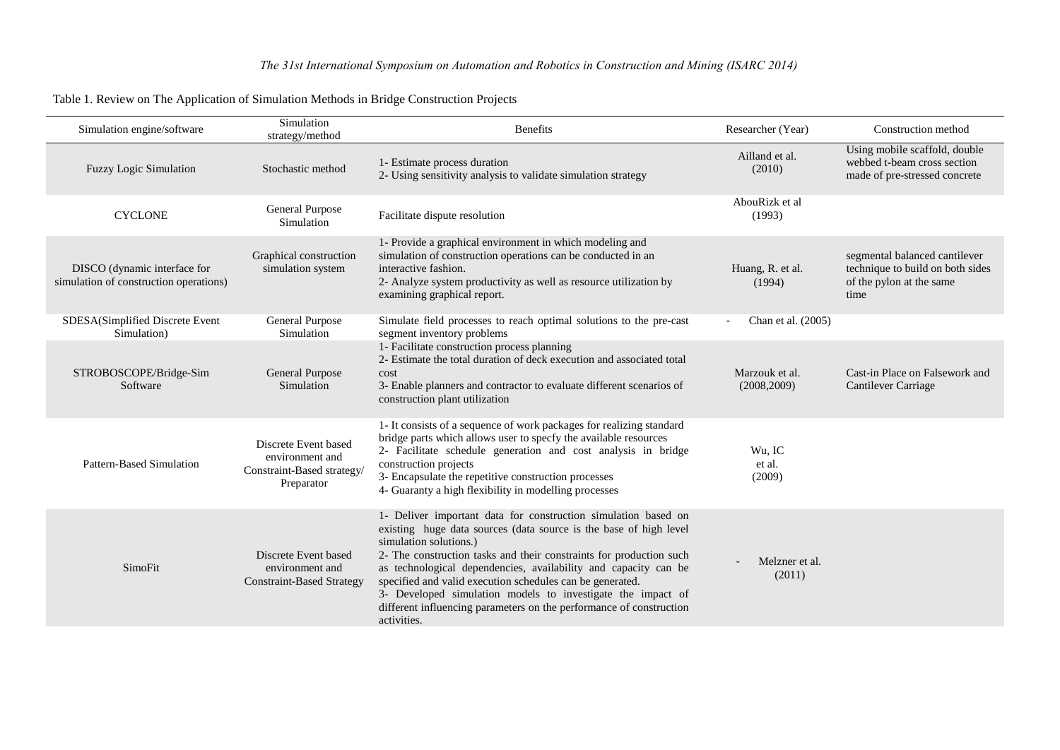Table 1. Review on The Application of Simulation Methods in Bridge Construction Projects

| Simulation engine/software | Simulation strategy/method | Benefits | Researcher (Year) | Construction method |
|---|---|---|---|---|
| Fuzzy Logic Simulation | Stochastic method | 1- Estimate process duration<br>2- Using sensitivity analysis to validate simulation strategy | Ailland et al. (2010) | Using mobile scaffold, double webbed t-beam cross section made of pre-stressed concrete |
| CYCLONE | General Purpose Simulation | Facilitate dispute resolution | AbouRizk et al (1993) | |
| DISCO (dynamic interface for simulation of construction operations) | Graphical construction simulation system | 1- Provide a graphical environment in which modeling and simulation of construction operations can be conducted in an interactive fashion.<br>2- Analyze system productivity as well as resource utilization by examining graphical report. | Huang, R. et al. (1994) | segmental balanced cantilever technique to build on both sides of the pylon at the same time |
| SDESA(Simplified Discrete Event Simulation) | General Purpose Simulation | Simulate field processes to reach optimal solutions to the pre-cast segment inventory problems | - Chan et al. (2005) | |
| STROBOSCOPE/Bridge-Sim Software | General Purpose Simulation | 1- Facilitate construction process planning<br>2- Estimate the total duration of deck execution and associated total cost<br>3- Enable planners and contractor to evaluate different scenarios of construction plant utilization | Marzouk et al. (2008,2009) | Cast-in Place on Falsework and Cantilever Carriage |
| Pattern-Based Simulation | Discrete Event based environment and Constraint-Based strategy/ Preparator | 1- It consists of a sequence of work packages for realizing standard bridge parts which allows user to specfy the available resources<br>2- Facilitate schedule generation and cost analysis in bridge construction projects<br>3- Encapsulate the repetitive construction processes<br>4- Guaranty a high flexibility in modelling processes | Wu, IC et al. (2009) | |
| SimoFit | Discrete Event based environment and Constraint-Based Strategy | 1- Deliver important data for construction simulation based on existing huge data sources (data source is the base of high level simulation solutions.)<br>2- The construction tasks and their constraints for production such as technological dependencies, availability and capacity can be specified and valid execution schedules can be generated.<br>3- Developed simulation models to investigate the impact of different influencing parameters on the performance of construction activities. | - Melzner et al. (2011) | |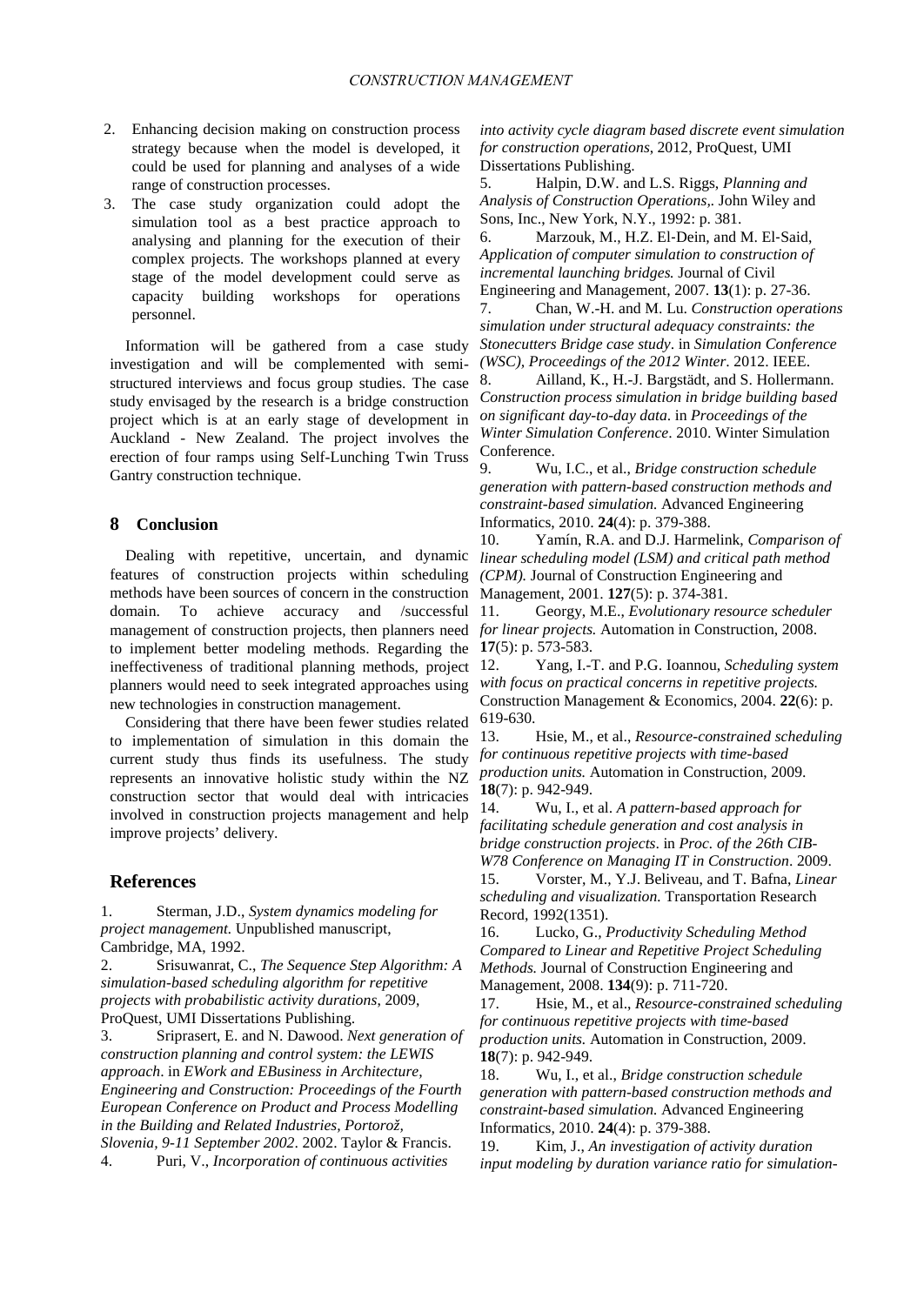2. Enhancing decision making on construction process strategy because when the model is developed, it could be used for planning and analyses of a wide range of construction processes.
3. The case study organization could adopt the simulation tool as a best practice approach to analysing and planning for the execution of their complex projects. The workshops planned at every stage of the model development could serve as capacity building workshops for operations personnel.

Information will be gathered from a case study investigation and will be complemented with semi-structured interviews and focus group studies. The case study envisaged by the research is a bridge construction project which is at an early stage of development in Auckland - New Zealand. The project involves the erection of four ramps using Self-Lunching Twin Truss Gantry construction technique.

## 8 Conclusion

Dealing with repetitive, uncertain, and dynamic features of construction projects within scheduling methods have been sources of concern in the construction domain. To achieve accuracy and /successful management of construction projects, then planners need to implement better modeling methods. Regarding the ineffectiveness of traditional planning methods, project planners would need to seek integrated approaches using new technologies in construction management.

Considering that there have been fewer studies related to implementation of simulation in this domain the current study thus finds its usefulness. The study represents an innovative holistic study within the NZ construction sector that would deal with intricacies involved in construction projects management and help improve projects' delivery.

## References

1. Sterman, J.D., *System dynamics modeling for project management.* Unpublished manuscript, Cambridge, MA, 1992.
2. Srisuwanrat, C., *The Sequence Step Algorithm: A simulation-based scheduling algorithm for repetitive projects with probabilistic activity durations,* 2009, ProQuest, UMI Dissertations Publishing.
3. Sriprasert, E. and N. Dawood. *Next generation of construction planning and control system: the LEWIS approach*. in *EWork and EBusiness in Architecture, Engineering and Construction: Proceedings of the Fourth European Conference on Product and Process Modelling in the Building and Related Industries, Portorož, Slovenia, 9-11 September 2002*. 2002. Taylor & Francis.
4. Puri, V., *Incorporation of continuous activities into activity cycle diagram based discrete event simulation for construction operations*, 2012, ProQuest, UMI Dissertations Publishing.
5. Halpin, D.W. and L.S. Riggs, *Planning and Analysis of Construction Operations,*. John Wiley and Sons, Inc., New York, N.Y., 1992: p. 381.
6. Marzouk, M., H.Z. El-Dein, and M. El-Said, *Application of computer simulation to construction of incremental launching bridges.* Journal of Civil Engineering and Management, 2007. **13**(1): p. 27-36.
7. Chan, W.-H. and M. Lu. *Construction operations simulation under structural adequacy constraints: the Stonecutters Bridge case study*. in *Simulation Conference (WSC), Proceedings of the 2012 Winter*. 2012. IEEE.
8. Ailland, K., H.-J. Bargstädt, and S. Hollermann. *Construction process simulation in bridge building based on significant day-to-day data*. in *Proceedings of the Winter Simulation Conference*. 2010. Winter Simulation Conference.
9. Wu, I.C., et al., *Bridge construction schedule generation with pattern-based construction methods and constraint-based simulation.* Advanced Engineering Informatics, 2010. **24**(4): p. 379-388.
10. Yamín, R.A. and D.J. Harmelink, *Comparison of linear scheduling model (LSM) and critical path method (CPM).* Journal of Construction Engineering and Management, 2001. **127**(5): p. 374-381.
11. Georgy, M.E., *Evolutionary resource scheduler for linear projects.* Automation in Construction, 2008. **17**(5): p. 573-583.
12. Yang, I.-T. and P.G. Ioannou, *Scheduling system with focus on practical concerns in repetitive projects.* Construction Management & Economics, 2004. **22**(6): p. 619-630.
13. Hsie, M., et al., *Resource-constrained scheduling for continuous repetitive projects with time-based production units.* Automation in Construction, 2009. **18**(7): p. 942-949.
14. Wu, I., et al. *A pattern-based approach for facilitating schedule generation and cost analysis in bridge construction projects*. in *Proc. of the 26th CIB-W78 Conference on Managing IT in Construction*. 2009.
15. Vorster, M., Y.J. Beliveau, and T. Bafna, *Linear scheduling and visualization.* Transportation Research Record, 1992(1351).
16. Lucko, G., *Productivity Scheduling Method Compared to Linear and Repetitive Project Scheduling Methods.* Journal of Construction Engineering and Management, 2008. **134**(9): p. 711-720.
17. Hsie, M., et al., *Resource-constrained scheduling for continuous repetitive projects with time-based production units.* Automation in Construction, 2009. **18**(7): p. 942-949.
18. Wu, I., et al., *Bridge construction schedule generation with pattern-based construction methods and constraint-based simulation.* Advanced Engineering Informatics, 2010. **24**(4): p. 379-388.
19. Kim, J., *An investigation of activity duration input modeling by duration variance ratio for simulation-*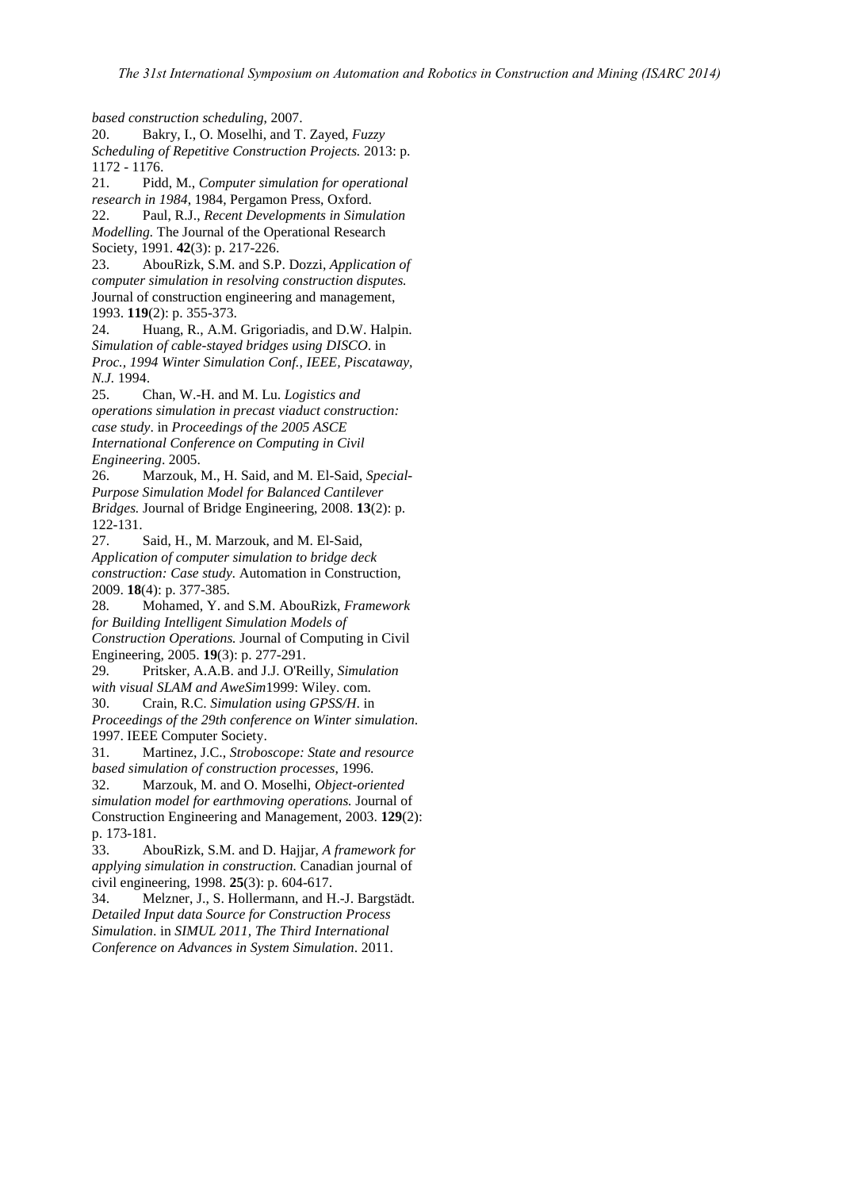*based construction scheduling*, 2007.

20. Bakry, I., O. Moselhi, and T. Zayed, *Fuzzy Scheduling of Repetitive Construction Projects.* 2013: p. 1172 - 1176.

21. Pidd, M., *Computer simulation for operational research in 1984*, 1984, Pergamon Press, Oxford.

22. Paul, R.J., *Recent Developments in Simulation Modelling.* The Journal of the Operational Research Society, 1991. **42**(3): p. 217-226.

23. AbouRizk, S.M. and S.P. Dozzi, *Application of computer simulation in resolving construction disputes.* Journal of construction engineering and management, 1993. **119**(2): p. 355-373.

24. Huang, R., A.M. Grigoriadis, and D.W. Halpin. *Simulation of cable-stayed bridges using DISCO*. in *Proc., 1994 Winter Simulation Conf., IEEE, Piscataway, N.J.* 1994.

25. Chan, W.-H. and M. Lu. *Logistics and operations simulation in precast viaduct construction: case study*. in *Proceedings of the 2005 ASCE International Conference on Computing in Civil Engineering*. 2005.

26. Marzouk, M., H. Said, and M. El-Said, *Special-Purpose Simulation Model for Balanced Cantilever Bridges.* Journal of Bridge Engineering, 2008. **13**(2): p. 122-131.

27. Said, H., M. Marzouk, and M. El-Said, *Application of computer simulation to bridge deck construction: Case study.* Automation in Construction, 2009. **18**(4): p. 377-385.

28. Mohamed, Y. and S.M. AbouRizk, *Framework for Building Intelligent Simulation Models of Construction Operations.* Journal of Computing in Civil Engineering, 2005. **19**(3): p. 277-291.

29. Pritsker, A.A.B. and J.J. O'Reilly, *Simulation with visual SLAM and AweSim*1999: Wiley. com.

30. Crain, R.C. *Simulation using GPSS/H*. in *Proceedings of the 29th conference on Winter simulation*. 1997. IEEE Computer Society.

31. Martinez, J.C., *Stroboscope: State and resource based simulation of construction processes*, 1996.

32. Marzouk, M. and O. Moselhi, *Object-oriented simulation model for earthmoving operations.* Journal of Construction Engineering and Management, 2003. **129**(2): p. 173-181.

33. AbouRizk, S.M. and D. Hajjar, *A framework for applying simulation in construction.* Canadian journal of civil engineering, 1998. **25**(3): p. 604-617.

34. Melzner, J., S. Hollermann, and H.-J. Bargstädt. *Detailed Input data Source for Construction Process Simulation*. in *SIMUL 2011, The Third International Conference on Advances in System Simulation*. 2011.